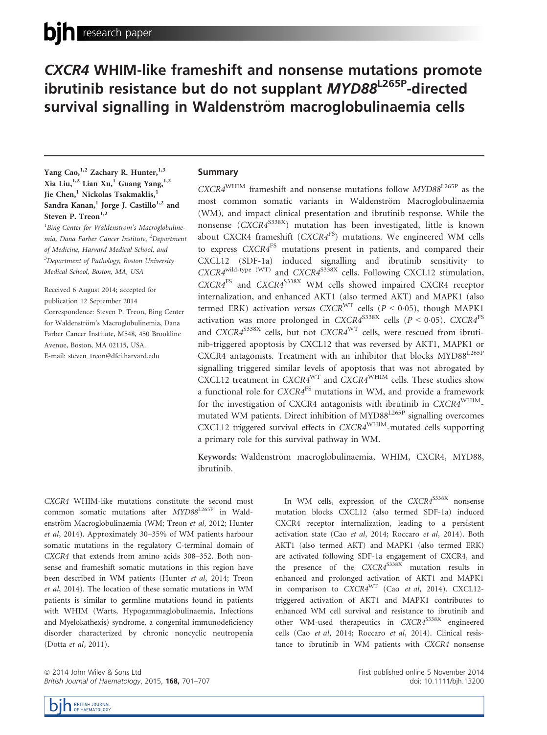# CXCR4 WHIM-like frameshift and nonsense mutations promote ibrutinib resistance but do not supplant MYD88$^{L265P}$-directed survival signalling in Waldenström macroglobulinaemia cells

Yang Cao,[1,2] Zachary R. Hunter,[1,3] Xia Liu,[1,2] Lian Xu,[1] Guang Yang,[1,2] Jie Chen,[1] Nickolas Tsakmaklis,[1] Sandra Kanan,[1] Jorge J. Castillo[1,2] and Steven P. Treon[1,2]

[1]Bing Center for Waldenstrom's Macroglobulinemia, Dana Farber Cancer Institute, [2]Department of Medicine, Harvard Medical School, and [3]Department of Pathology, Boston University Medical School, Boston, MA, USA

Received 6 August 2014; accepted for publication 12 September 2014

Correspondence: Steven P. Treon, Bing Center for Waldenström's Macroglobulinemia, Dana Farber Cancer Institute, M548, 450 Brookline Avenue, Boston, MA 02115, USA.
E-mail: steven_treon@dfci.harvard.edu

## Summary

*CXCR4*$^{WHIM}$ frameshift and nonsense mutations follow *MYD88*$^{L265P}$ as the most common somatic variants in Waldenström Macroglobulinaemia (WM), and impact clinical presentation and ibrutinib response. While the nonsense (*CXCR4*$^{S338X}$) mutation has been investigated, little is known about CXCR4 frameshift (*CXCR4*$^{FS}$) mutations. We engineered WM cells to express *CXCR4*$^{FS}$ mutations present in patients, and compared their CXCL12 (SDF-1a) induced signalling and ibrutinib sensitivity to *CXCR4*$^{wild\text{-}type\ (WT)}$ and *CXCR4*$^{S338X}$ cells. Following CXCL12 stimulation, *CXCR4*$^{FS}$ and *CXCR4*$^{S338X}$ WM cells showed impaired CXCR4 receptor internalization, and enhanced AKT1 (also termed AKT) and MAPK1 (also termed ERK) activation *versus* *CXCR*$^{WT}$ cells ($P < 0{\cdot}05$), though MAPK1 activation was more prolonged in *CXCR4*$^{S338X}$ cells ($P < 0{\cdot}05$). *CXCR4*$^{FS}$ and *CXCR4*$^{S338X}$ cells, but not *CXCR4*$^{WT}$ cells, were rescued from ibrutinib-triggered apoptosis by CXCL12 that was reversed by AKT1, MAPK1 or CXCR4 antagonists. Treatment with an inhibitor that blocks MYD88$^{L265P}$ signalling triggered similar levels of apoptosis that was not abrogated by CXCL12 treatment in *CXCR4*$^{WT}$ and *CXCR4*$^{WHIM}$ cells. These studies show a functional role for *CXCR4*$^{FS}$ mutations in WM, and provide a framework for the investigation of CXCR4 antagonists with ibrutinib in *CXCR4*$^{WHIM}$-mutated WM patients. Direct inhibition of MYD88$^{L265P}$ signalling overcomes CXCL12 triggered survival effects in *CXCR4*$^{WHIM}$-mutated cells supporting a primary role for this survival pathway in WM.

**Keywords:** Waldenström macroglobulinaemia, WHIM, CXCR4, MYD88, ibrutinib.

*CXCR4* WHIM-like mutations constitute the second most common somatic mutations after *MYD88*$^{L265P}$ in Waldenström Macroglobulinaemia (WM; Treon *et al*, 2012; Hunter *et al*, 2014). Approximately 30–35% of WM patients harbour somatic mutations in the regulatory C-terminal domain of *CXCR4* that extends from amino acids 308–352. Both nonsense and frameshift somatic mutations in this region have been described in WM patients (Hunter *et al*, 2014; Treon *et al*, 2014). The location of these somatic mutations in WM patients is similar to germline mutations found in patients with WHIM (Warts, Hypogammaglobulinaemia, Infections and Myelokathexis) syndrome, a congenital immunodeficiency disorder characterized by chronic noncyclic neutropenia (Dotta *et al*, 2011).

In WM cells, expression of the *CXCR4*$^{S338X}$ nonsense mutation blocks CXCL12 (also termed SDF-1a) induced CXCR4 receptor internalization, leading to a persistent activation state (Cao *et al*, 2014; Roccaro *et al*, 2014). Both AKT1 (also termed AKT) and MAPK1 (also termed ERK) are activated following SDF-1a engagement of CXCR4, and the presence of the *CXCR4*$^{S338X}$ mutation results in enhanced and prolonged activation of AKT1 and MAPK1 in comparison to *CXCR4*$^{WT}$ (Cao *et al*, 2014). CXCL12-triggered activation of AKT1 and MAPK1 contributes to enhanced WM cell survival and resistance to ibrutinib and other WM-used therapeutics in *CXCR4*$^{S338X}$ engineered cells (Cao *et al*, 2014; Roccaro *et al*, 2014). Clinical resistance to ibrutinib in WM patients with *CXCR4* nonsense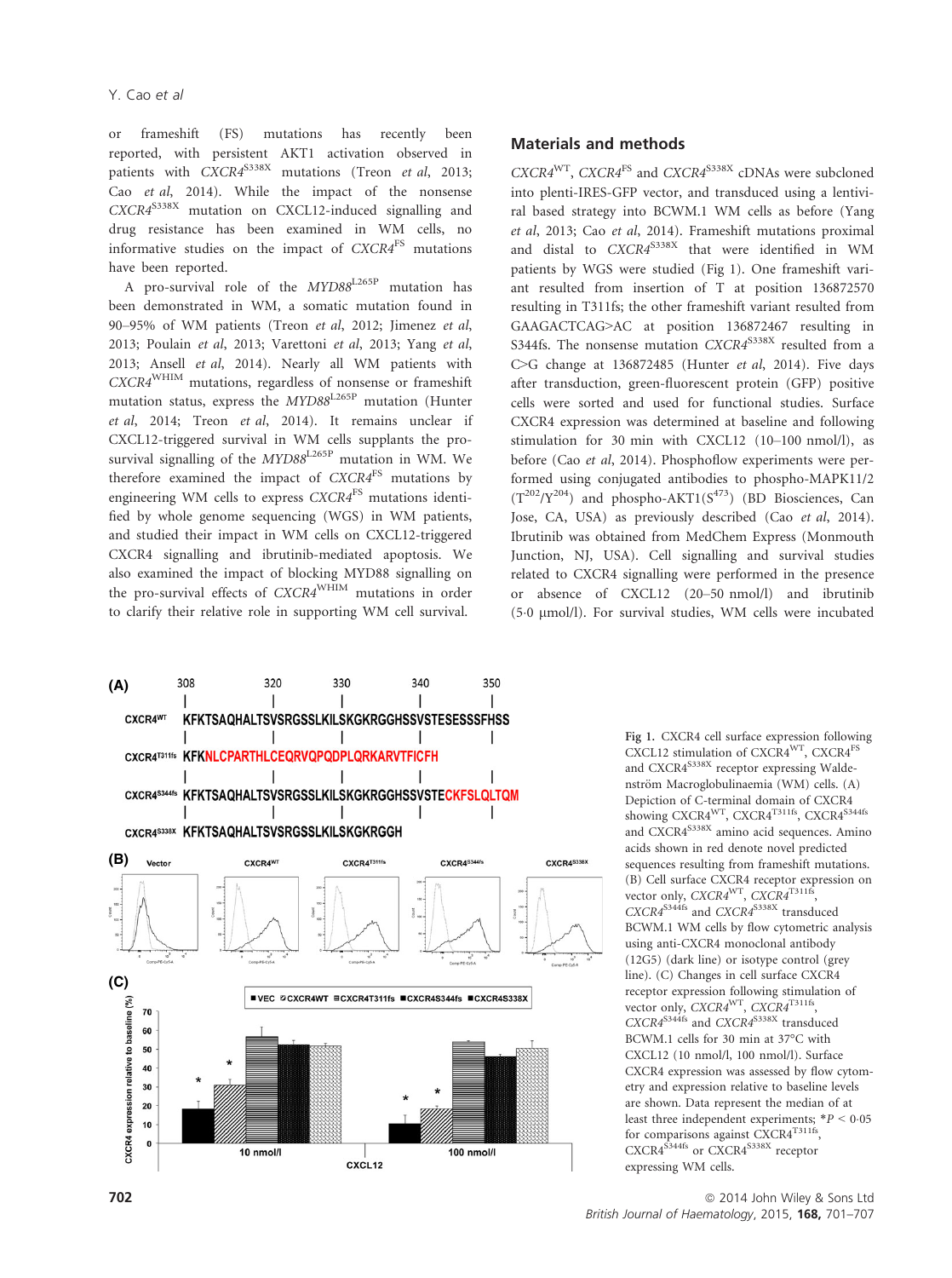or frameshift (FS) mutations has recently been reported, with persistent AKT1 activation observed in patients with *CXCR4*$^{S338X}$ mutations (Treon *et al*, 2013; Cao *et al*, 2014). While the impact of the nonsense *CXCR4*$^{S338X}$ mutation on CXCL12-induced signalling and drug resistance has been examined in WM cells, no informative studies on the impact of *CXCR4*$^{FS}$ mutations have been reported.

A pro-survival role of the *MYD88*$^{L265P}$ mutation has been demonstrated in WM, a somatic mutation found in 90–95% of WM patients (Treon *et al*, 2012; Jimenez *et al*, 2013; Poulain *et al*, 2013; Varettoni *et al*, 2013; Yang *et al*, 2013; Ansell *et al*, 2014). Nearly all WM patients with *CXCR4*$^{WHIM}$ mutations, regardless of nonsense or frameshift mutation status, express the *MYD88*$^{L265P}$ mutation (Hunter *et al*, 2014; Treon *et al*, 2014). It remains unclear if CXCL12-triggered survival in WM cells supplants the pro-survival signalling of the *MYD88*$^{L265P}$ mutation in WM. We therefore examined the impact of *CXCR4*$^{FS}$ mutations by engineering WM cells to express *CXCR4*$^{FS}$ mutations identified by whole genome sequencing (WGS) in WM patients, and studied their impact in WM cells on CXCL12-triggered CXCR4 signalling and ibrutinib-mediated apoptosis. We also examined the impact of blocking MYD88 signalling on the pro-survival effects of *CXCR4*$^{WHIM}$ mutations in order to clarify their relative role in supporting WM cell survival.

## Materials and methods

*CXCR4*$^{WT}$, *CXCR4*$^{FS}$ and *CXCR4*$^{S338X}$ cDNAs were subcloned into plenti-IRES-GFP vector, and transduced using a lentiviral based strategy into BCWM.1 WM cells as before (Yang *et al*, 2013; Cao *et al*, 2014). Frameshift mutations proximal and distal to *CXCR4*$^{S338X}$ that were identified in WM patients by WGS were studied (Fig 1). One frameshift variant resulted from insertion of T at position 136872570 resulting in T311fs; the other frameshift variant resulted from GAAGACTCAG>AC at position 136872467 resulting in S344fs. The nonsense mutation *CXCR4*$^{S338X}$ resulted from a C>G change at 136872485 (Hunter *et al*, 2014). Five days after transduction, green-fluorescent protein (GFP) positive cells were sorted and used for functional studies. Surface CXCR4 expression was determined at baseline and following stimulation for 30 min with CXCL12 (10–100 nmol/l), as before (Cao *et al*, 2014). Phosphoflow experiments were performed using conjugated antibodies to phospho-MAPK11/2 ($T^{202}/Y^{204}$) and phospho-AKT1($S^{473}$) (BD Biosciences, Can Jose, CA, USA) as previously described (Cao *et al*, 2014). Ibrutinib was obtained from MedChem Express (Monmouth Junction, NJ, USA). Cell signalling and survival studies related to CXCR4 signalling were performed in the presence or absence of CXCL12 (20–50 nmol/l) and ibrutinib (5·0 μmol/l). For survival studies, WM cells were incubated

Fig 1. CXCR4 cell surface expression following CXCL12 stimulation of CXCR4$^{WT}$, CXCR4$^{FS}$ and CXCR4$^{S338X}$ receptor expressing Waldenström Macroglobulinaemia (WM) cells. (A) Depiction of C-terminal domain of CXCR4 showing CXCR4$^{WT}$, CXCR4$^{T311fs}$, CXCR4$^{S344fs}$ and CXCR4$^{S338X}$ amino acid sequences. Amino acids shown in red denote novel predicted sequences resulting from frameshift mutations. (B) Cell surface CXCR4 receptor expression on vector only, *CXCR4*$^{WT}$, *CXCR4*$^{T311fs}$, *CXCR4*$^{S344fs}$ and *CXCR4*$^{S338X}$ transduced BCWM.1 WM cells by flow cytometric analysis using anti-CXCR4 monoclonal antibody (12G5) (dark line) or isotype control (grey line). (C) Changes in cell surface CXCR4 receptor expression following stimulation of vector only, *CXCR4*$^{WT}$, *CXCR4*$^{T311fs}$, *CXCR4*$^{S344fs}$ and *CXCR4*$^{S338X}$ transduced BCWM.1 cells for 30 min at 37°C with CXCL12 (10 nmol/l, 100 nmol/l). Surface CXCR4 expression was assessed by flow cytometry and expression relative to baseline levels are shown. Data represent the median of at least three independent experiments; *$P < 0·05$ for comparisons against CXCR4$^{T311fs}$, CXCR4$^{S344fs}$ or CXCR4$^{S338X}$ receptor expressing WM cells.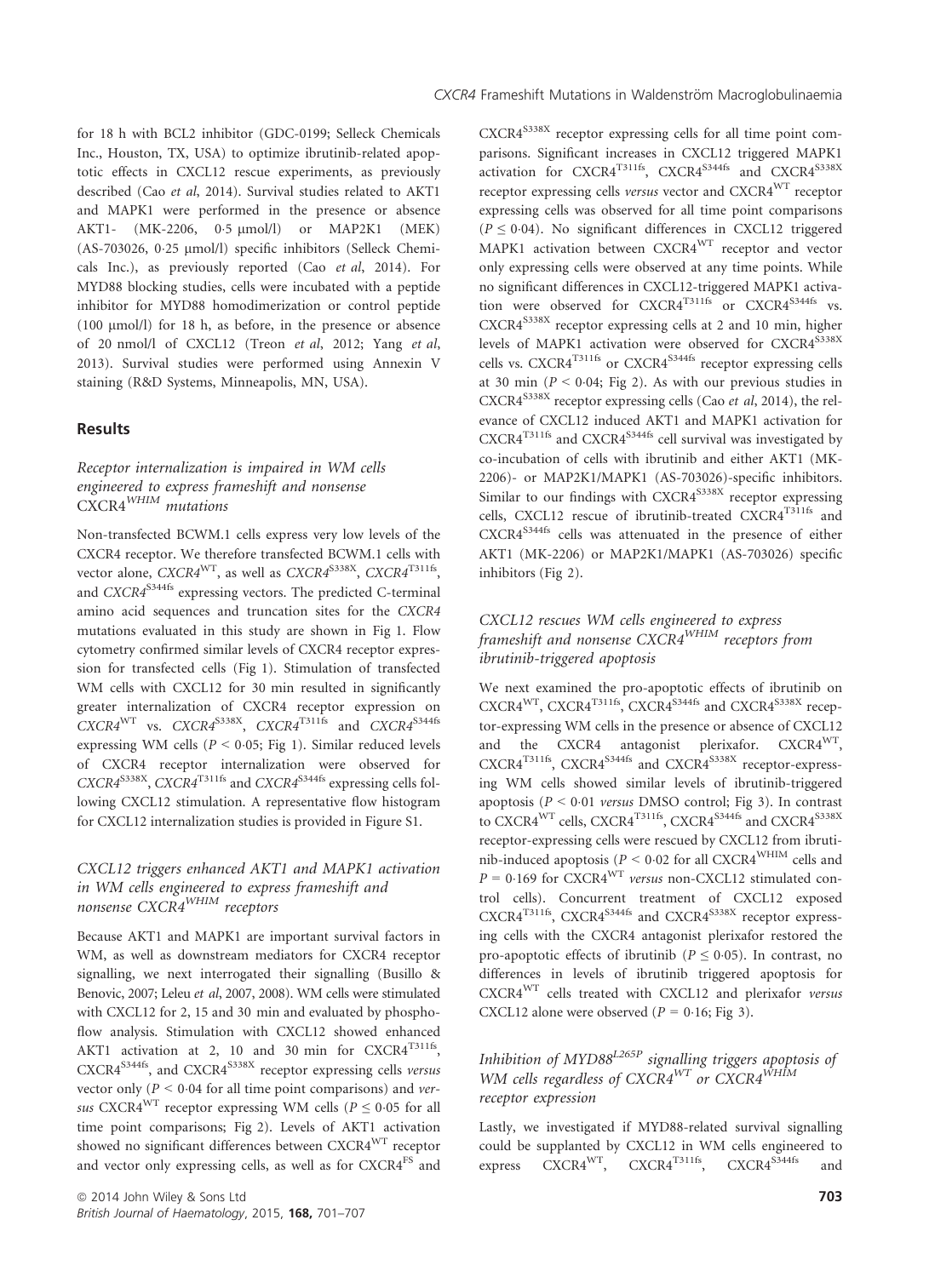for 18 h with BCL2 inhibitor (GDC-0199; Selleck Chemicals Inc., Houston, TX, USA) to optimize ibrutinib-related apoptotic effects in CXCL12 rescue experiments, as previously described (Cao *et al*, 2014). Survival studies related to AKT1 and MAPK1 were performed in the presence or absence AKT1- (MK-2206, 0·5 μmol/l) or MAP2K1 (MEK) (AS-703026, 0·25 μmol/l) specific inhibitors (Selleck Chemicals Inc.), as previously reported (Cao *et al*, 2014). For MYD88 blocking studies, cells were incubated with a peptide inhibitor for MYD88 homodimerization or control peptide (100 μmol/l) for 18 h, as before, in the presence or absence of 20 nmol/l of CXCL12 (Treon *et al*, 2012; Yang *et al*, 2013). Survival studies were performed using Annexin V staining (R&D Systems, Minneapolis, MN, USA).

## Results

### *Receptor internalization is impaired in WM cells engineered to express frameshift and nonsense* $CXCR4^{WHIM}$ *mutations*

Non-transfected BCWM.1 cells express very low levels of the CXCR4 receptor. We therefore transfected BCWM.1 cells with vector alone, *CXCR4*$^{WT}$, as well as *CXCR4*$^{S338X}$, *CXCR4*$^{T311fs}$, and *CXCR4*$^{S344fs}$ expressing vectors. The predicted C-terminal amino acid sequences and truncation sites for the *CXCR4* mutations evaluated in this study are shown in Fig 1. Flow cytometry confirmed similar levels of CXCR4 receptor expression for transfected cells (Fig 1). Stimulation of transfected WM cells with CXCL12 for 30 min resulted in significantly greater internalization of CXCR4 receptor expression on *CXCR4*$^{WT}$ vs. *CXCR4*$^{S338X}$, *CXCR4*$^{T311fs}$ and *CXCR4*$^{S344fs}$ expressing WM cells ($P < 0·05$; Fig 1). Similar reduced levels of CXCR4 receptor internalization were observed for *CXCR4*$^{S338X}$, *CXCR4*$^{T311fs}$ and *CXCR4*$^{S344fs}$ expressing cells following CXCL12 stimulation. A representative flow histogram for CXCL12 internalization studies is provided in Figure S1.

### *CXCL12 triggers enhanced AKT1 and MAPK1 activation in WM cells engineered to express frameshift and nonsense* $CXCR4^{WHIM}$ *receptors*

Because AKT1 and MAPK1 are important survival factors in WM, as well as downstream mediators for CXCR4 receptor signalling, we next interrogated their signalling (Busillo & Benovic, 2007; Leleu *et al*, 2007, 2008). WM cells were stimulated with CXCL12 for 2, 15 and 30 min and evaluated by phosphoflow analysis. Stimulation with CXCL12 showed enhanced AKT1 activation at 2, 10 and 30 min for $CXCR4^{T311fs}$, $CXCR4^{S344fs}$, and $CXCR4^{S338X}$ receptor expressing cells *versus* vector only ($P < 0·04$ for all time point comparisons) and *versus* $CXCR4^{WT}$ receptor expressing WM cells ($P \leq 0·05$ for all time point comparisons; Fig 2). Levels of AKT1 activation showed no significant differences between $CXCR4^{WT}$ receptor and vector only expressing cells, as well as for $CXCR4^{FS}$ and $CXCR4^{S338X}$ receptor expressing cells for all time point comparisons. Significant increases in CXCL12 triggered MAPK1 activation for $CXCR4^{T311fs}$, $CXCR4^{S344fs}$ and $CXCR4^{S338X}$ receptor expressing cells *versus* vector and $CXCR4^{WT}$ receptor expressing cells was observed for all time point comparisons ($P \leq 0·04$). No significant differences in CXCL12 triggered MAPK1 activation between $CXCR4^{WT}$ receptor and vector only expressing cells were observed at any time points. While no significant differences in CXCL12-triggered MAPK1 activation were observed for $CXCR4^{T311fs}$ or $CXCR4^{S344fs}$ vs. $CXCR4^{S338X}$ receptor expressing cells at 2 and 10 min, higher levels of MAPK1 activation were observed for $CXCR4^{S338X}$ cells vs. $CXCR4^{T311fs}$ or $CXCR4^{S344fs}$ receptor expressing cells at 30 min ($P < 0·04$; Fig 2). As with our previous studies in $CXCR4^{S338X}$ receptor expressing cells (Cao *et al*, 2014), the relevance of CXCL12 induced AKT1 and MAPK1 activation for $CXCR4^{T311fs}$ and $CXCR4^{S344fs}$ cell survival was investigated by co-incubation of cells with ibrutinib and either AKT1 (MK-2206)- or MAP2K1/MAPK1 (AS-703026)-specific inhibitors. Similar to our findings with $CXCR4^{S338X}$ receptor expressing cells, CXCL12 rescue of ibrutinib-treated $CXCR4^{T311fs}$ and $CXCR4^{S344fs}$ cells was attenuated in the presence of either AKT1 (MK-2206) or MAP2K1/MAPK1 (AS-703026) specific inhibitors (Fig 2).

### *CXCL12 rescues WM cells engineered to express frameshift and nonsense* $CXCR4^{WHIM}$ *receptors from ibrutinib-triggered apoptosis*

We next examined the pro-apoptotic effects of ibrutinib on $CXCR4^{WT}$, $CXCR4^{T311fs}$, $CXCR4^{S344fs}$ and $CXCR4^{S338X}$ receptor-expressing WM cells in the presence or absence of CXCL12 and the CXCR4 antagonist plerixafor. $CXCR4^{WT}$, $CXCR4^{T311fs}$, $CXCR4^{S344fs}$ and $CXCR4^{S338X}$ receptor-expressing WM cells showed similar levels of ibrutinib-triggered apoptosis ($P < 0·01$ *versus* DMSO control; Fig 3). In contrast to $CXCR4^{WT}$ cells, $CXCR4^{T311fs}$, $CXCR4^{S344fs}$ and $CXCR4^{S338X}$ receptor-expressing cells were rescued by CXCL12 from ibrutinib-induced apoptosis ($P < 0·02$ for all $CXCR4^{WHIM}$ cells and $P = 0·169$ for $CXCR4^{WT}$ *versus* non-CXCL12 stimulated control cells). Concurrent treatment of CXCL12 exposed $CXCR4^{T311fs}$, $CXCR4^{S344fs}$ and $CXCR4^{S338X}$ receptor expressing cells with the CXCR4 antagonist plerixafor restored the pro-apoptotic effects of ibrutinib ($P \leq 0·05$). In contrast, no differences in levels of ibrutinib triggered apoptosis for $CXCR4^{WT}$ cells treated with CXCL12 and plerixafor *versus* CXCL12 alone were observed ($P = 0·16$; Fig 3).

### *Inhibition of* $MYD88^{L265P}$ *signalling triggers apoptosis of WM cells regardless of* $CXCR4^{WT}$ *or* $CXCR4^{WHIM}$ *receptor expression*

Lastly, we investigated if MYD88-related survival signalling could be supplanted by CXCL12 in WM cells engineered to express $CXCR4^{WT}$, $CXCR4^{T311fs}$, $CXCR4^{S344fs}$ and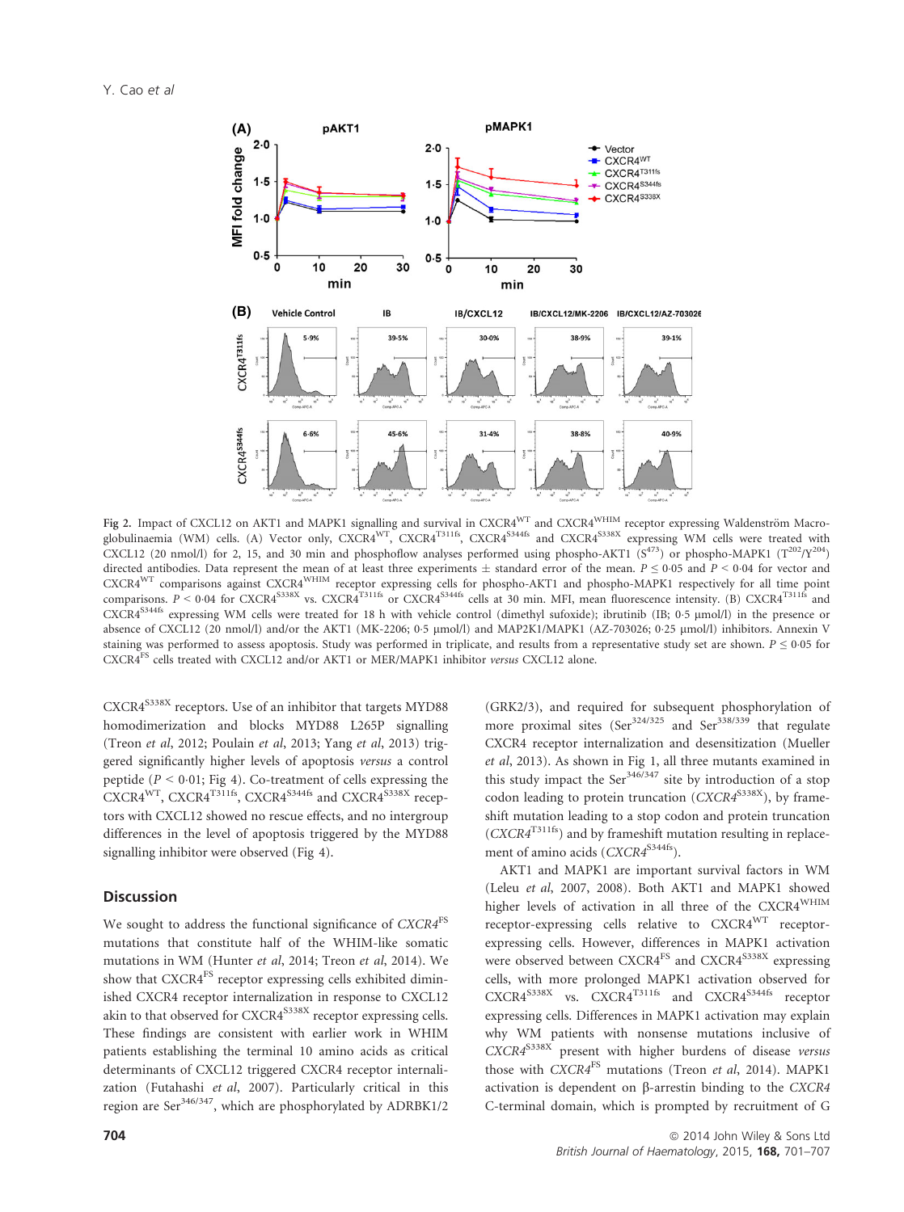Fig 2. Impact of CXCL12 on AKT1 and MAPK1 signalling and survival in $CXCR4^{WT}$ and $CXCR4^{WHIM}$ receptor expressing Waldenström Macroglobulinaemia (WM) cells. (A) Vector only, $CXCR4^{WT}$, $CXCR4^{T311fs}$, $CXCR4^{S344fs}$ and $CXCR4^{S338X}$ expressing WM cells were treated with CXCL12 (20 nmol/l) for 2, 15, and 30 min and phosphoflow analyses performed using phospho-AKT1 ($S^{473}$) or phospho-MAPK1 ($T^{202}/Y^{204}$) directed antibodies. Data represent the mean of at least three experiments ± standard error of the mean. $P \leq 0.05$ and $P < 0.04$ for vector and $CXCR4^{WT}$ comparisons against $CXCR4^{WHIM}$ receptor expressing cells for phospho-AKT1 and phospho-MAPK1 respectively for all time point comparisons. $P < 0.04$ for $CXCR4^{S338X}$ vs. $CXCR4^{T311fs}$ or $CXCR4^{S344fs}$ cells at 30 min. MFI, mean fluorescence intensity. (B) $CXCR4^{T311fs}$ and $CXCR4^{S344fs}$ expressing WM cells were treated for 18 h with vehicle control (dimethyl sufoxide); ibrutinib (IB; 0·5 μmol/l) in the presence or absence of CXCL12 (20 nmol/l) and/or the AKT1 (MK-2206; 0·5 μmol/l) and MAP2K1/MAPK1 (AZ-703026; 0·25 μmol/l) inhibitors. Annexin V staining was performed to assess apoptosis. Study was performed in triplicate, and results from a representative study set are shown. $P \leq 0.05$ for $CXCR4^{FS}$ cells treated with CXCL12 and/or AKT1 or MER/MAPK1 inhibitor *versus* CXCL12 alone.

$CXCR4^{S338X}$ receptors. Use of an inhibitor that targets MYD88 homodimerization and blocks MYD88 L265P signalling (Treon *et al*, 2012; Poulain *et al*, 2013; Yang *et al*, 2013) triggered significantly higher levels of apoptosis *versus* a control peptide ($P < 0.01$; Fig 4). Co-treatment of cells expressing the $CXCR4^{WT}$, $CXCR4^{T311fs}$, $CXCR4^{S344fs}$ and $CXCR4^{S338X}$ receptors with CXCL12 showed no rescue effects, and no intergroup differences in the level of apoptosis triggered by the MYD88 signalling inhibitor were observed (Fig 4).

## Discussion

We sought to address the functional significance of *$CXCR4^{FS}$* mutations that constitute half of the WHIM-like somatic mutations in WM (Hunter *et al*, 2014; Treon *et al*, 2014). We show that $CXCR4^{FS}$ receptor expressing cells exhibited diminished CXCR4 receptor internalization in response to CXCL12 akin to that observed for $CXCR4^{S338X}$ receptor expressing cells. These findings are consistent with earlier work in WHIM patients establishing the terminal 10 amino acids as critical determinants of CXCL12 triggered CXCR4 receptor internalization (Futahashi *et al*, 2007). Particularly critical in this region are $Ser^{346/347}$, which are phosphorylated by ADRBK1/2 (GRK2/3), and required for subsequent phosphorylation of more proximal sites ($Ser^{324/325}$ and $Ser^{338/339}$ that regulate CXCR4 receptor internalization and desensitization (Mueller *et al*, 2013). As shown in Fig 1, all three mutants examined in this study impact the $Ser^{346/347}$ site by introduction of a stop codon leading to protein truncation (*$CXCR4^{S338X}$*), by frameshift mutation leading to a stop codon and protein truncation (*$CXCR4^{T311fs}$*) and by frameshift mutation resulting in replacement of amino acids (*$CXCR4^{S344fs}$*).

AKT1 and MAPK1 are important survival factors in WM (Leleu *et al*, 2007, 2008). Both AKT1 and MAPK1 showed higher levels of activation in all three of the $CXCR4^{WHIM}$ receptor-expressing cells relative to $CXCR4^{WT}$ receptor-expressing cells. However, differences in MAPK1 activation were observed between $CXCR4^{FS}$ and $CXCR4^{S338X}$ expressing cells, with more prolonged MAPK1 activation observed for $CXCR4^{S338X}$ vs. $CXCR4^{T311fs}$ and $CXCR4^{S344fs}$ receptor expressing cells. Differences in MAPK1 activation may explain why WM patients with nonsense mutations inclusive of *$CXCR4^{S338X}$* present with higher burdens of disease *versus* those with *$CXCR4^{FS}$* mutations (Treon *et al*, 2014). MAPK1 activation is dependent on β-arrestin binding to the *CXCR4* C-terminal domain, which is prompted by recruitment of G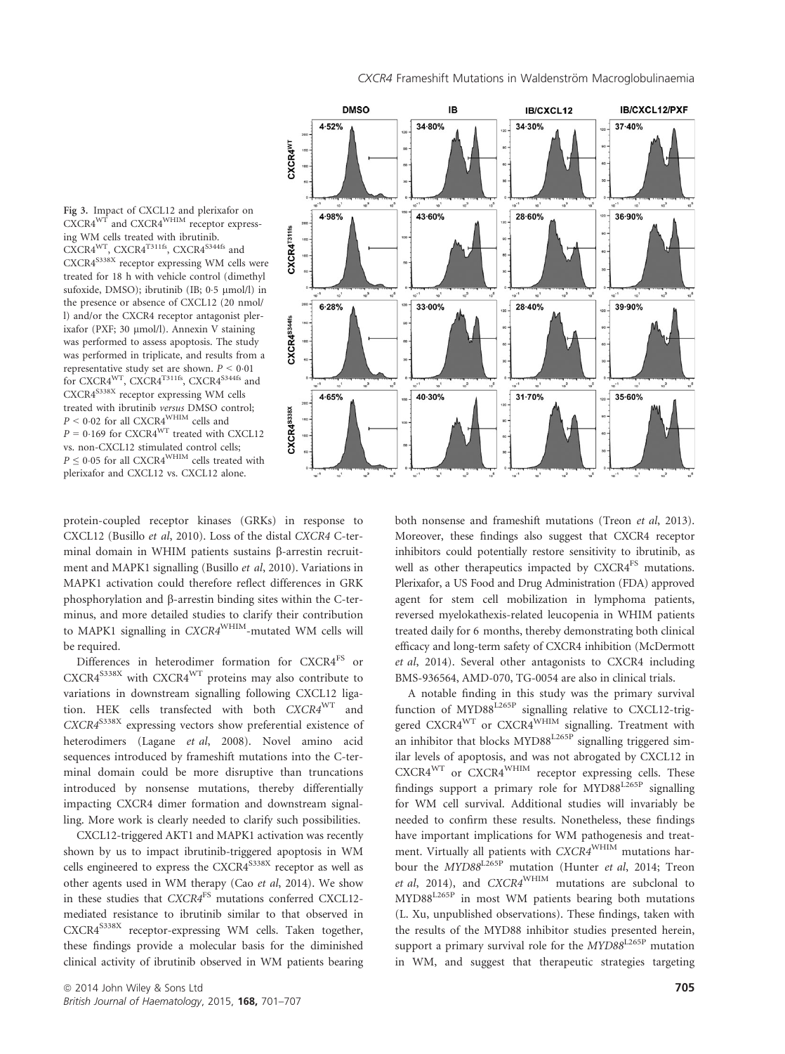Fig 3. Impact of CXCL12 and plerixafor on $CXCR4^{WT}$ and $CXCR4^{WHIM}$ receptor expressing WM cells treated with ibrutinib. $CXCR4^{WT}$, $CXCR4^{T311fs}$, $CXCR4^{S344fs}$ and $CXCR4^{S338X}$ receptor expressing WM cells were treated for 18 h with vehicle control (dimethyl sufoxide, DMSO); ibrutinib (IB; 0·5 μmol/l) in the presence or absence of CXCL12 (20 nmol/l) and/or the CXCR4 receptor antagonist plerixafor (PXF; 30 μmol/l). Annexin V staining was performed to assess apoptosis. The study was performed in triplicate, and results from a representative study set are shown. $P < 0{\cdot}01$ for $CXCR4^{WT}$, $CXCR4^{T311fs}$, $CXCR4^{S344fs}$ and $CXCR4^{S338X}$ receptor expressing WM cells treated with ibrutinib *versus* DMSO control; $P < 0{\cdot}02$ for all $CXCR4^{WHIM}$ cells and $P = 0{\cdot}169$ for $CXCR4^{WT}$ treated with CXCL12 vs. non-CXCL12 stimulated control cells; $P \leq 0{\cdot}05$ for all $CXCR4^{WHIM}$ cells treated with plerixafor and CXCL12 vs. CXCL12 alone.

protein-coupled receptor kinases (GRKs) in response to CXCL12 (Busillo *et al*, 2010). Loss of the distal *CXCR4* C-terminal domain in WHIM patients sustains β-arrestin recruitment and MAPK1 signalling (Busillo *et al*, 2010). Variations in MAPK1 activation could therefore reflect differences in GRK phosphorylation and β-arrestin binding sites within the C-terminus, and more detailed studies to clarify their contribution to MAPK1 signalling in $CXCR4^{WHIM}$-mutated WM cells will be required.

Differences in heterodimer formation for $CXCR4^{FS}$ or $CXCR4^{S338X}$ with $CXCR4^{WT}$ proteins may also contribute to variations in downstream signalling following CXCL12 ligation. HEK cells transfected with both $CXCR4^{WT}$ and $CXCR4^{S338X}$ expressing vectors show preferential existence of heterodimers (Lagane *et al*, 2008). Novel amino acid sequences introduced by frameshift mutations into the C-terminal domain could be more disruptive than truncations introduced by nonsense mutations, thereby differentially impacting CXCR4 dimer formation and downstream signalling. More work is clearly needed to clarify such possibilities.

CXCL12-triggered AKT1 and MAPK1 activation was recently shown by us to impact ibrutinib-triggered apoptosis in WM cells engineered to express the $CXCR4^{S338X}$ receptor as well as other agents used in WM therapy (Cao *et al*, 2014). We show in these studies that $CXCR4^{FS}$ mutations conferred CXCL12-mediated resistance to ibrutinib similar to that observed in $CXCR4^{S338X}$ receptor-expressing WM cells. Taken together, these findings provide a molecular basis for the diminished clinical activity of ibrutinib observed in WM patients bearing both nonsense and frameshift mutations (Treon *et al*, 2013). Moreover, these findings also suggest that CXCR4 receptor inhibitors could potentially restore sensitivity to ibrutinib, as well as other therapeutics impacted by $CXCR4^{FS}$ mutations. Plerixafor, a US Food and Drug Administration (FDA) approved agent for stem cell mobilization in lymphoma patients, reversed myelokathexis-related leucopenia in WHIM patients treated daily for 6 months, thereby demonstrating both clinical efficacy and long-term safety of CXCR4 inhibition (McDermott *et al*, 2014). Several other antagonists to CXCR4 including BMS-936564, AMD-070, TG-0054 are also in clinical trials.

A notable finding in this study was the primary survival function of $MYD88^{L265P}$ signalling relative to CXCL12-triggered $CXCR4^{WT}$ or $CXCR4^{WHIM}$ signalling. Treatment with an inhibitor that blocks $MYD88^{L265P}$ signalling triggered similar levels of apoptosis, and was not abrogated by CXCL12 in $CXCR4^{WT}$ or $CXCR4^{WHIM}$ receptor expressing cells. These findings support a primary role for $MYD88^{L265P}$ signalling for WM cell survival. Additional studies will invariably be needed to confirm these results. Nonetheless, these findings have important implications for WM pathogenesis and treatment. Virtually all patients with $CXCR4^{WHIM}$ mutations harbour the $MYD88^{L265P}$ mutation (Hunter *et al*, 2014; Treon *et al*, 2014), and $CXCR4^{WHIM}$ mutations are subclonal to $MYD88^{L265P}$ in most WM patients bearing both mutations (L. Xu, unpublished observations). These findings, taken with the results of the MYD88 inhibitor studies presented herein, support a primary survival role for the $MYD88^{L265P}$ mutation in WM, and suggest that therapeutic strategies targeting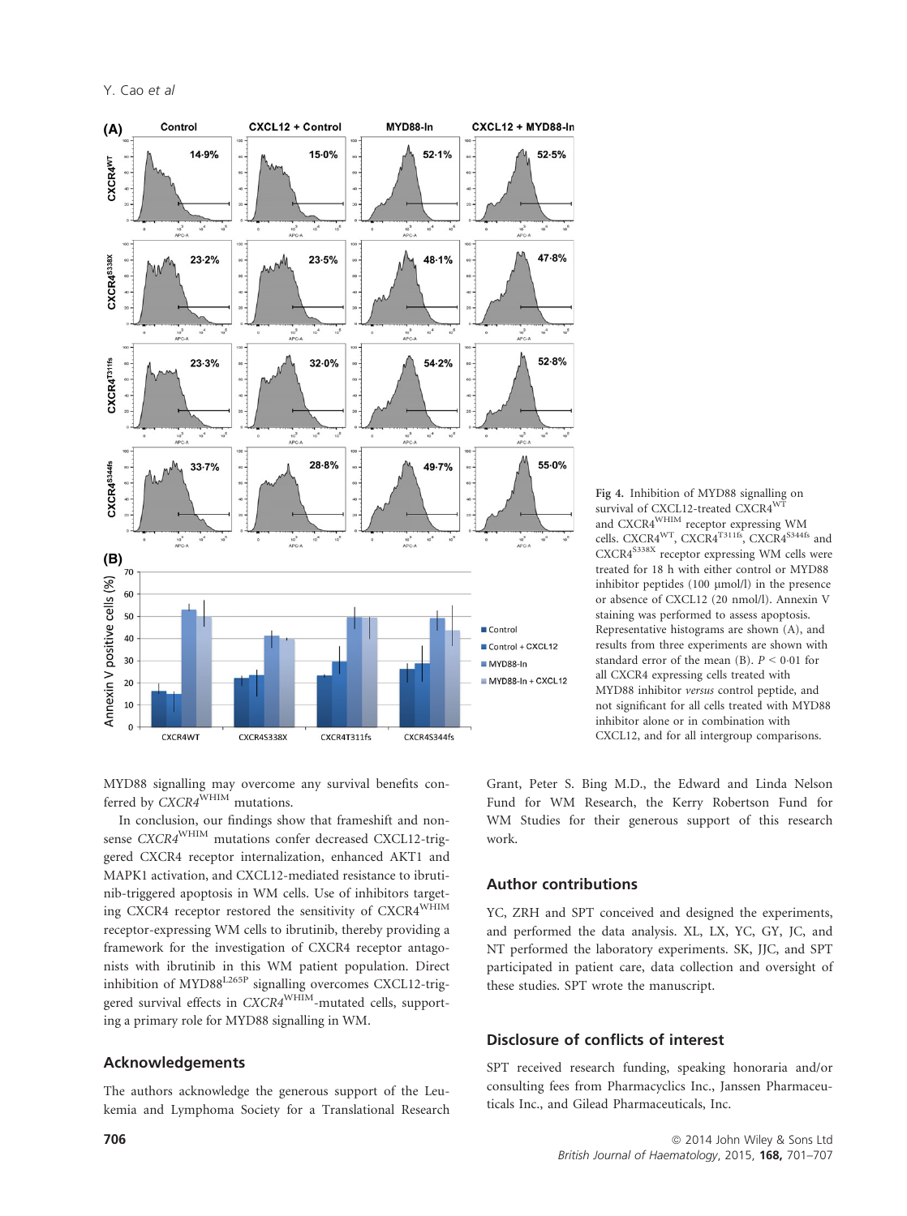Fig 4. Inhibition of MYD88 signalling on survival of CXCL12-treated CXCR4$^{WT}$ and CXCR4$^{WHIM}$ receptor expressing WM cells. CXCR4$^{WT}$, CXCR4$^{T311fs}$, CXCR4$^{S344fs}$ and CXCR4$^{S338X}$ receptor expressing WM cells were treated for 18 h with either control or MYD88 inhibitor peptides (100 μmol/l) in the presence or absence of CXCL12 (20 nmol/l). Annexin V staining was performed to assess apoptosis. Representative histograms are shown (A), and results from three experiments are shown with standard error of the mean (B). $P < 0{\cdot}01$ for all CXCR4 expressing cells treated with MYD88 inhibitor *versus* control peptide, and not significant for all cells treated with MYD88 inhibitor alone or in combination with CXCL12, and for all intergroup comparisons.

MYD88 signalling may overcome any survival benefits conferred by *CXCR4*$^{WHIM}$ mutations.

In conclusion, our findings show that frameshift and nonsense *CXCR4*$^{WHIM}$ mutations confer decreased CXCL12-triggered CXCR4 receptor internalization, enhanced AKT1 and MAPK1 activation, and CXCL12-mediated resistance to ibrutinib-triggered apoptosis in WM cells. Use of inhibitors targeting CXCR4 receptor restored the sensitivity of CXCR4$^{WHIM}$ receptor-expressing WM cells to ibrutinib, thereby providing a framework for the investigation of CXCR4 receptor antagonists with ibrutinib in this WM patient population. Direct inhibition of MYD88$^{L265P}$ signalling overcomes CXCL12-triggered survival effects in *CXCR4*$^{WHIM}$-mutated cells, supporting a primary role for MYD88 signalling in WM.

## Acknowledgements

The authors acknowledge the generous support of the Leukemia and Lymphoma Society for a Translational Research Grant, Peter S. Bing M.D., the Edward and Linda Nelson Fund for WM Research, the Kerry Robertson Fund for WM Studies for their generous support of this research work.

## Author contributions

YC, ZRH and SPT conceived and designed the experiments, and performed the data analysis. XL, LX, YC, GY, JC, and NT performed the laboratory experiments. SK, JJC, and SPT participated in patient care, data collection and oversight of these studies. SPT wrote the manuscript.

## Disclosure of conflicts of interest

SPT received research funding, speaking honoraria and/or consulting fees from Pharmacyclics Inc., Janssen Pharmaceuticals Inc., and Gilead Pharmaceuticals, Inc.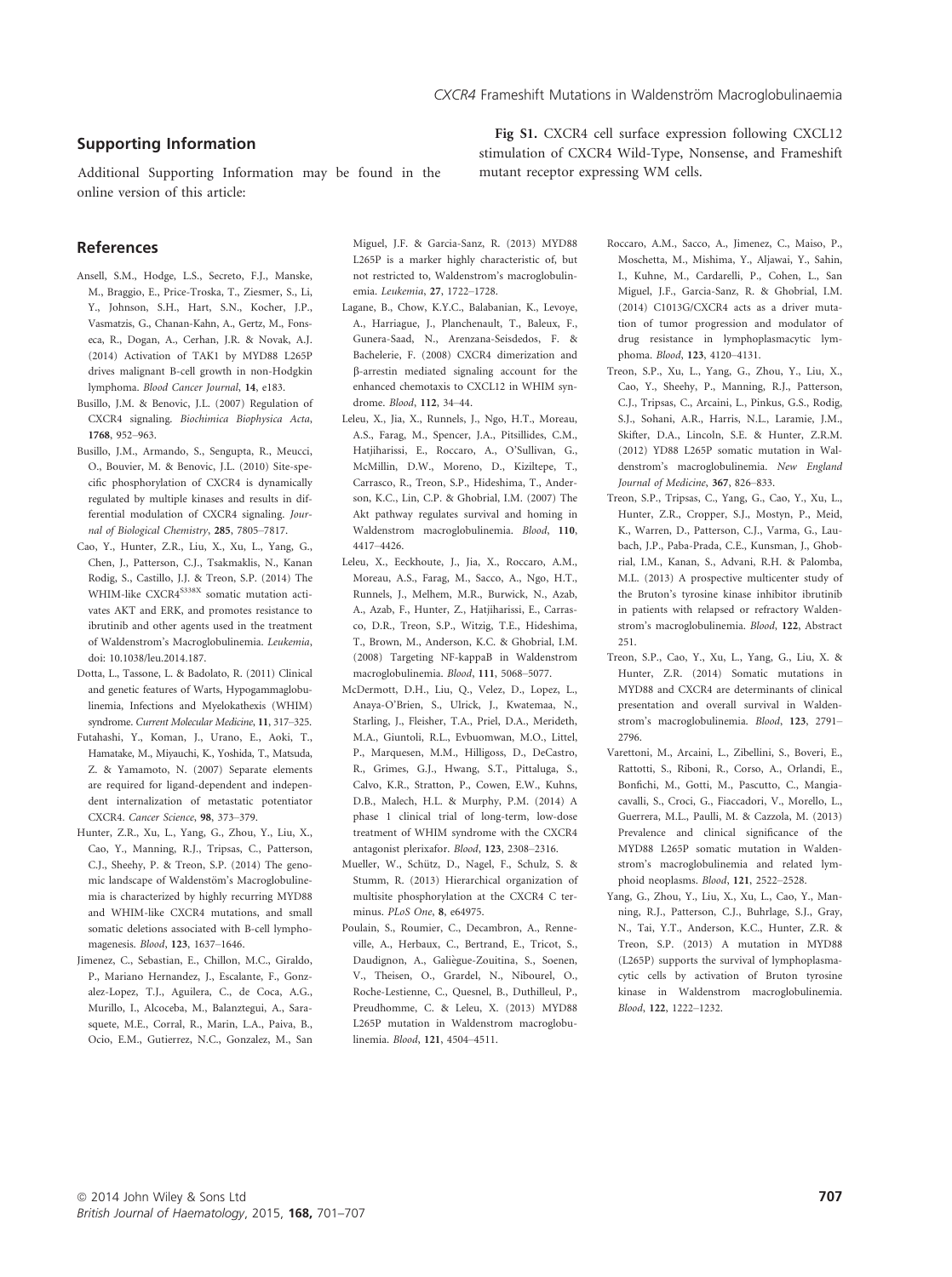## Supporting Information

Additional Supporting Information may be found in the online version of this article:

**Fig S1.** CXCR4 cell surface expression following CXCL12 stimulation of CXCR4 Wild-Type, Nonsense, and Frameshift mutant receptor expressing WM cells.

## References

Ansell, S.M., Hodge, L.S., Secreto, F.J., Manske, M., Braggio, E., Price-Troska, T., Ziesmer, S., Li, Y., Johnson, S.H., Hart, S.N., Kocher, J.P., Vasmatzis, G., Chanan-Kahn, A., Gertz, M., Fonseca, R., Dogan, A., Cerhan, J.R. & Novak, A.J. (2014) Activation of TAK1 by MYD88 L265P drives malignant B-cell growth in non-Hodgkin lymphoma. *Blood Cancer Journal*, **14**, e183.

Busillo, J.M. & Benovic, J.L. (2007) Regulation of CXCR4 signaling. *Biochimica Biophysica Acta*, **1768**, 952–963.

Busillo, J.M., Armando, S., Sengupta, R., Meucci, O., Bouvier, M. & Benovic, J.L. (2010) Site-specific phosphorylation of CXCR4 is dynamically regulated by multiple kinases and results in differential modulation of CXCR4 signaling. *Journal of Biological Chemistry*, **285**, 7805–7817.

Cao, Y., Hunter, Z.R., Liu, X., Xu, L., Yang, G., Chen, J., Patterson, C.J., Tsakmaklis, N., Kanan Rodig, S., Castillo, J.J. & Treon, S.P. (2014) The WHIM-like CXCR4$^{S338X}$ somatic mutation activates AKT and ERK, and promotes resistance to ibrutinib and other agents used in the treatment of Waldenstrom's Macroglobulinemia. *Leukemia*, doi: 10.1038/leu.2014.187.

Dotta, L., Tassone, L. & Badolato, R. (2011) Clinical and genetic features of Warts, Hypogammaglobulinemia, Infections and Myelokathexis (WHIM) syndrome. *Current Molecular Medicine*, **11**, 317–325.

Futahashi, Y., Koman, J., Urano, E., Aoki, T., Hamatake, M., Miyauchi, K., Yoshida, T., Matsuda, Z. & Yamamoto, N. (2007) Separate elements are required for ligand-dependent and independent internalization of metastatic potentiator CXCR4. *Cancer Science*, **98**, 373–379.

Hunter, Z.R., Xu, L., Yang, G., Zhou, Y., Liu, X., Cao, Y., Manning, R.J., Tripsas, C., Patterson, C.J., Sheehy, P. & Treon, S.P. (2014) The genomic landscape of Waldenstöm's Macroglobulinemia is characterized by highly recurring MYD88 and WHIM-like CXCR4 mutations, and small somatic deletions associated with B-cell lymphomagenesis. *Blood*, **123**, 1637–1646.

Jimenez, C., Sebastian, E., Chillon, M.C., Giraldo, P., Mariano Hernandez, J., Escalante, F., Gonzalez-Lopez, T.J., Aguilera, C., de Coca, A.G., Murillo, I., Alcoceba, M., Balanztegui, A., Sarasquete, M.E., Corral, R., Marin, L.A., Paiva, B., Ocio, E.M., Gutierrez, N.C., Gonzalez, M., San Miguel, J.F. & Garcia-Sanz, R. (2013) MYD88 L265P is a marker highly characteristic of, but not restricted to, Waldenstrom's macroglobulinemia. *Leukemia*, **27**, 1722–1728.

Lagane, B., Chow, K.Y.C., Balabanian, K., Levoye, A., Harriague, J., Planchenault, T., Baleux, F., Gunera-Saad, N., Arenzana-Seisdedos, F. & Bachelerie, F. (2008) CXCR4 dimerization and β-arrestin mediated signaling account for the enhanced chemotaxis to CXCL12 in WHIM syndrome. *Blood*, **112**, 34–44.

Leleu, X., Jia, X., Runnels, J., Ngo, H.T., Moreau, A.S., Farag, M., Spencer, J.A., Pitsillides, C.M., Hatjiharissi, E., Roccaro, A., O'Sullivan, G., McMillin, D.W., Moreno, D., Kiziltepe, T., Carrasco, R., Treon, S.P., Hideshima, T., Anderson, K.C., Lin, C.P. & Ghobrial, I.M. (2007) The Akt pathway regulates survival and homing in Waldenstrom macroglobulinemia. *Blood*, **110**, 4417–4426.

Leleu, X., Eeckhoute, J., Jia, X., Roccaro, A.M., Moreau, A.S., Farag, M., Sacco, A., Ngo, H.T., Runnels, J., Melhem, M.R., Burwick, N., Azab, A., Azab, F., Hunter, Z., Hatjiharissi, E., Carrasco, D.R., Treon, S.P., Witzig, T.E., Hideshima, T., Brown, M., Anderson, K.C. & Ghobrial, I.M. (2008) Targeting NF-kappaB in Waldenstrom macroglobulinemia. *Blood*, **111**, 5068–5077.

McDermott, D.H., Liu, Q., Velez, D., Lopez, L., Anaya-O'Brien, S., Ulrick, J., Kwatemaa, N., Starling, J., Fleisher, T.A., Priel, D.A., Merideth, M.A., Giuntoli, R.L., Evbuomwan, M.O., Littel, P., Marquesen, M.M., Hilligoss, D., DeCastro, R., Grimes, G.J., Hwang, S.T., Pittaluga, S., Calvo, K.R., Stratton, P., Cowen, E.W., Kuhns, D.B., Malech, H.L. & Murphy, P.M. (2014) A phase 1 clinical trial of long-term, low-dose treatment of WHIM syndrome with the CXCR4 antagonist plerixafor. *Blood*, **123**, 2308–2316.

Mueller, W., Schütz, D., Nagel, F., Schulz, S. & Stumm, R. (2013) Hierarchical organization of multisite phosphorylation at the CXCR4 C terminus. *PLoS One*, **8**, e64975.

Poulain, S., Roumier, C., Decambron, A., Renneville, A., Herbaux, C., Bertrand, E., Tricot, S., Daudignon, A., Galiègue-Zouitina, S., Soenen, V., Theisen, O., Grardel, N., Nibourel, O., Roche-Lestienne, C., Quesnel, B., Duthilleul, P., Preudhomme, C. & Leleu, X. (2013) MYD88 L265P mutation in Waldenstrom macroglobulinemia. *Blood*, **121**, 4504–4511.

Roccaro, A.M., Sacco, A., Jimenez, C., Maiso, P., Moschetta, M., Mishima, Y., Aljawai, Y., Sahin, I., Kuhne, M., Cardarelli, P., Cohen, L., San Miguel, J.F., Garcia-Sanz, R. & Ghobrial, I.M. (2014) C1013G/CXCR4 acts as a driver mutation of tumor progression and modulator of drug resistance in lymphoplasmacytic lymphoma. *Blood*, **123**, 4120–4131.

Treon, S.P., Xu, L., Yang, G., Zhou, Y., Liu, X., Cao, Y., Sheehy, P., Manning, R.J., Patterson, C.J., Tripsas, C., Arcaini, L., Pinkus, G.S., Rodig, S.J., Sohani, A.R., Harris, N.L., Laramie, J.M., Skifter, D.A., Lincoln, S.E. & Hunter, Z.R.M. (2012) YD88 L265P somatic mutation in Waldenstrom's macroglobulinemia. *New England Journal of Medicine*, **367**, 826–833.

Treon, S.P., Tripsas, C., Yang, G., Cao, Y., Xu, L., Hunter, Z.R., Cropper, S.J., Mostyn, P., Meid, K., Warren, D., Patterson, C.J., Varma, G., Laubach, J.P., Paba-Prada, C.E., Kunsman, J., Ghobrial, I.M., Kanan, S., Advani, R.H. & Palomba, M.L. (2013) A prospective multicenter study of the Bruton's tyrosine kinase inhibitor ibrutinib in patients with relapsed or refractory Waldenstrom's macroglobulinemia. *Blood*, **122**, Abstract 251.

Treon, S.P., Cao, Y., Xu, L., Yang, G., Liu, X. & Hunter, Z.R. (2014) Somatic mutations in MYD88 and CXCR4 are determinants of clinical presentation and overall survival in Waldenstrom's macroglobulinemia. *Blood*, **123**, 2791–2796.

Varettoni, M., Arcaini, L., Zibellini, S., Boveri, E., Rattotti, S., Riboni, R., Corso, A., Orlandi, E., Bonfichi, M., Gotti, M., Pascutto, C., Mangiacavalli, S., Croci, G., Fiaccadori, V., Morello, L., Guerrera, M.L., Paulli, M. & Cazzola, M. (2013) Prevalence and clinical significance of the MYD88 L265P somatic mutation in Waldenstrom's macroglobulinemia and related lymphoid neoplasms. *Blood*, **121**, 2522–2528.

Yang, G., Zhou, Y., Liu, X., Xu, L., Cao, Y., Manning, R.J., Patterson, C.J., Buhrlage, S.J., Gray, N., Tai, Y.T., Anderson, K.C., Hunter, Z.R. & Treon, S.P. (2013) A mutation in MYD88 (L265P) supports the survival of lymphoplasmacytic cells by activation of Bruton tyrosine kinase in Waldenstrom macroglobulinemia. *Blood*, **122**, 1222–1232.